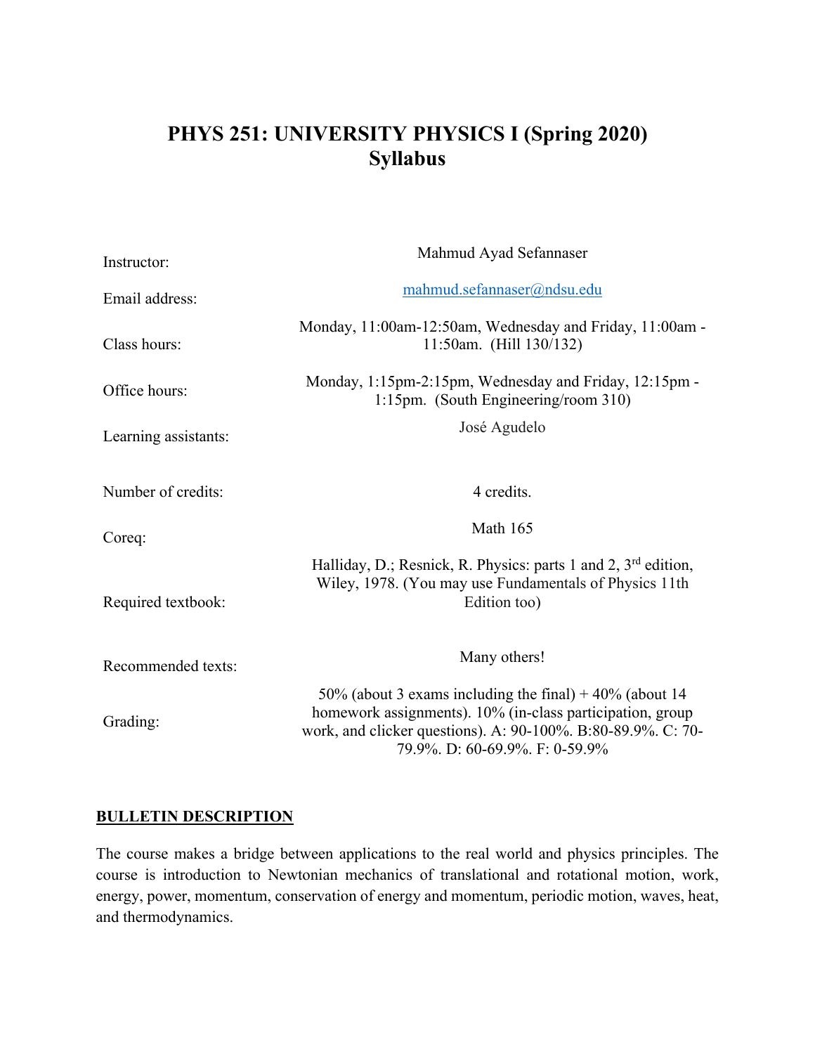# PHYS 251: UNIVERSITY PHYSICS I (Spring 2020) Syllabus

| | |
|---|---|
| Instructor: | Mahmud Ayad Sefannaser |
| Email address: | [mahmud.sefannaser@ndsu.edu](mailto:mahmud.sefannaser@ndsu.edu) |
| Class hours: | Monday, 11:00am-12:50am, Wednesday and Friday, 11:00am - 11:50am. (Hill 130/132) |
| Office hours: | Monday, 1:15pm-2:15pm, Wednesday and Friday, 12:15pm - 1:15pm. (South Engineering/room 310) |
| Learning assistants: | José Agudelo |
| Number of credits: | 4 credits. |
| Coreq: | Math 165 |
| Required textbook: | Halliday, D.; Resnick, R. Physics: parts 1 and 2, 3rd edition, Wiley, 1978. (You may use Fundamentals of Physics 11th Edition too) |
| Recommended texts: | Many others! |
| Grading: | 50% (about 3 exams including the final) + 40% (about 14 homework assignments). 10% (in-class participation, group work, and clicker questions). A: 90-100%. B:80-89.9%. C: 70-79.9%. D: 60-69.9%. F: 0-59.9% |

## BULLETIN DESCRIPTION

The course makes a bridge between applications to the real world and physics principles. The course is introduction to Newtonian mechanics of translational and rotational motion, work, energy, power, momentum, conservation of energy and momentum, periodic motion, waves, heat, and thermodynamics.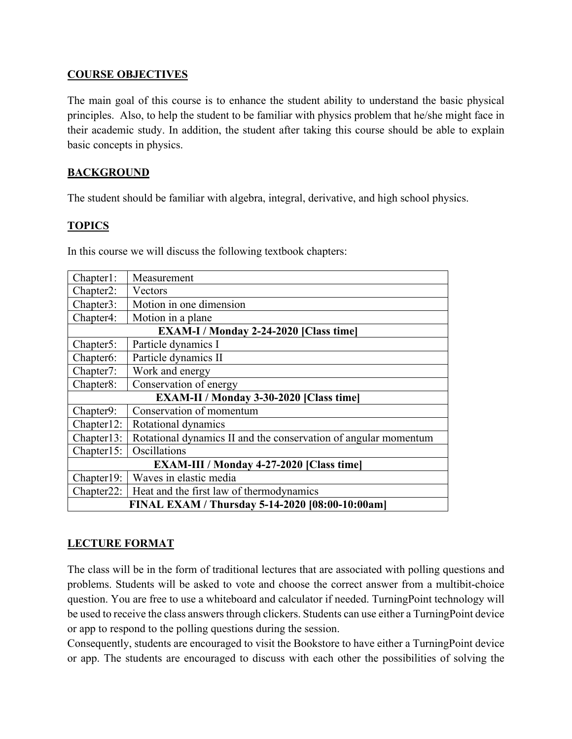## COURSE OBJECTIVES

The main goal of this course is to enhance the student ability to understand the basic physical principles. Also, to help the student to be familiar with physics problem that he/she might face in their academic study. In addition, the student after taking this course should be able to explain basic concepts in physics.

## BACKGROUND

The student should be familiar with algebra, integral, derivative, and high school physics.

## TOPICS

In this course we will discuss the following textbook chapters:

| | |
|---|---|
| Chapter1: | Measurement |
| Chapter2: | Vectors |
| Chapter3: | Motion in one dimension |
| Chapter4: | Motion in a plane |
| **EXAM-I / Monday 2-24-2020 [Class time]** | |
| Chapter5: | Particle dynamics I |
| Chapter6: | Particle dynamics II |
| Chapter7: | Work and energy |
| Chapter8: | Conservation of energy |
| **EXAM-II / Monday 3-30-2020 [Class time]** | |
| Chapter9: | Conservation of momentum |
| Chapter12: | Rotational dynamics |
| Chapter13: | Rotational dynamics II and the conservation of angular momentum |
| Chapter15: | Oscillations |
| **EXAM-III / Monday 4-27-2020 [Class time]** | |
| Chapter19: | Waves in elastic media |
| Chapter22: | Heat and the first law of thermodynamics |
| **FINAL EXAM / Thursday 5-14-2020 [08:00-10:00am]** | |

## LECTURE FORMAT

The class will be in the form of traditional lectures that are associated with polling questions and problems. Students will be asked to vote and choose the correct answer from a multibit-choice question. You are free to use a whiteboard and calculator if needed. TurningPoint technology will be used to receive the class answers through clickers. Students can use either a TurningPoint device or app to respond to the polling questions during the session.

Consequently, students are encouraged to visit the Bookstore to have either a TurningPoint device or app. The students are encouraged to discuss with each other the possibilities of solving the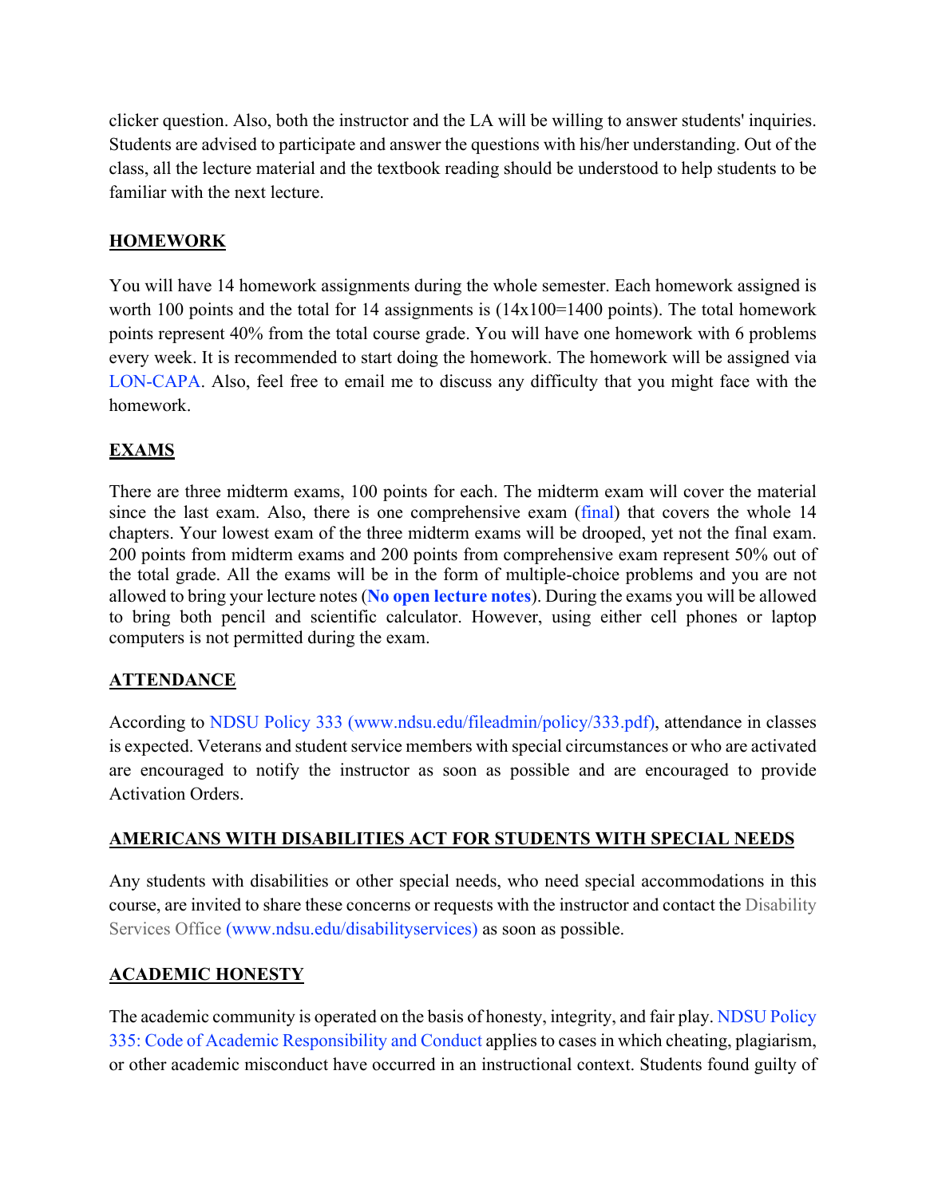clicker question. Also, both the instructor and the LA will be willing to answer students' inquiries. Students are advised to participate and answer the questions with his/her understanding. Out of the class, all the lecture material and the textbook reading should be understood to help students to be familiar with the next lecture.

## HOMEWORK

You will have 14 homework assignments during the whole semester. Each homework assigned is worth 100 points and the total for 14 assignments is (14x100=1400 points). The total homework points represent 40% from the total course grade. You will have one homework with 6 problems every week. It is recommended to start doing the homework. The homework will be assigned via LON-CAPA. Also, feel free to email me to discuss any difficulty that you might face with the homework.

## EXAMS

There are three midterm exams, 100 points for each. The midterm exam will cover the material since the last exam. Also, there is one comprehensive exam (final) that covers the whole 14 chapters. Your lowest exam of the three midterm exams will be drooped, yet not the final exam. 200 points from midterm exams and 200 points from comprehensive exam represent 50% out of the total grade. All the exams will be in the form of multiple-choice problems and you are not allowed to bring your lecture notes (**No open lecture notes**). During the exams you will be allowed to bring both pencil and scientific calculator. However, using either cell phones or laptop computers is not permitted during the exam.

## ATTENDANCE

According to NDSU Policy 333 (www.ndsu.edu/fileadmin/policy/333.pdf), attendance in classes is expected. Veterans and student service members with special circumstances or who are activated are encouraged to notify the instructor as soon as possible and are encouraged to provide Activation Orders.

## AMERICANS WITH DISABILITIES ACT FOR STUDENTS WITH SPECIAL NEEDS

Any students with disabilities or other special needs, who need special accommodations in this course, are invited to share these concerns or requests with the instructor and contact the Disability Services Office (www.ndsu.edu/disabilityservices) as soon as possible.

## ACADEMIC HONESTY

The academic community is operated on the basis of honesty, integrity, and fair play. NDSU Policy 335: Code of Academic Responsibility and Conduct applies to cases in which cheating, plagiarism, or other academic misconduct have occurred in an instructional context. Students found guilty of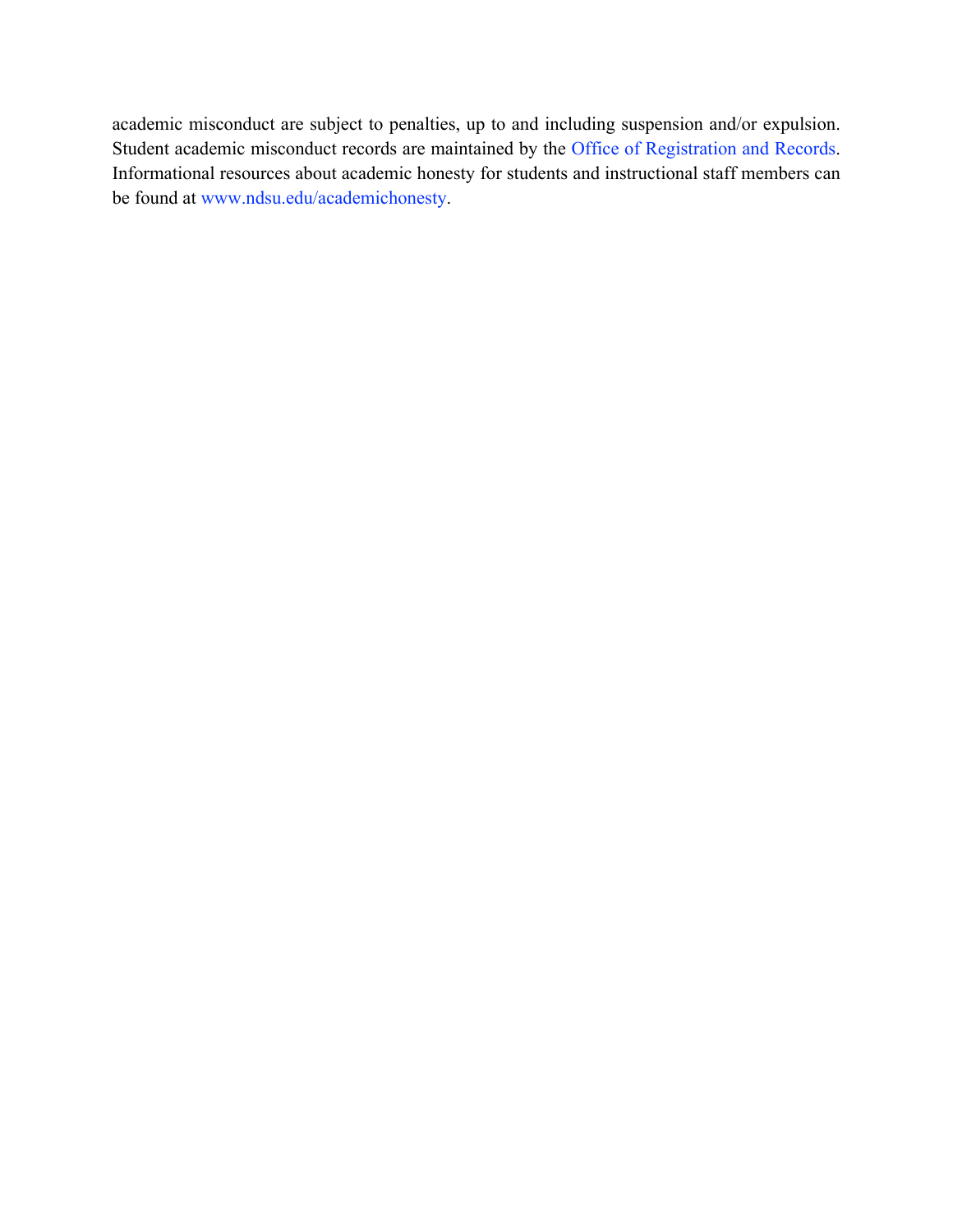academic misconduct are subject to penalties, up to and including suspension and/or expulsion. Student academic misconduct records are maintained by the Office of Registration and Records. Informational resources about academic honesty for students and instructional staff members can be found at www.ndsu.edu/academichonesty.